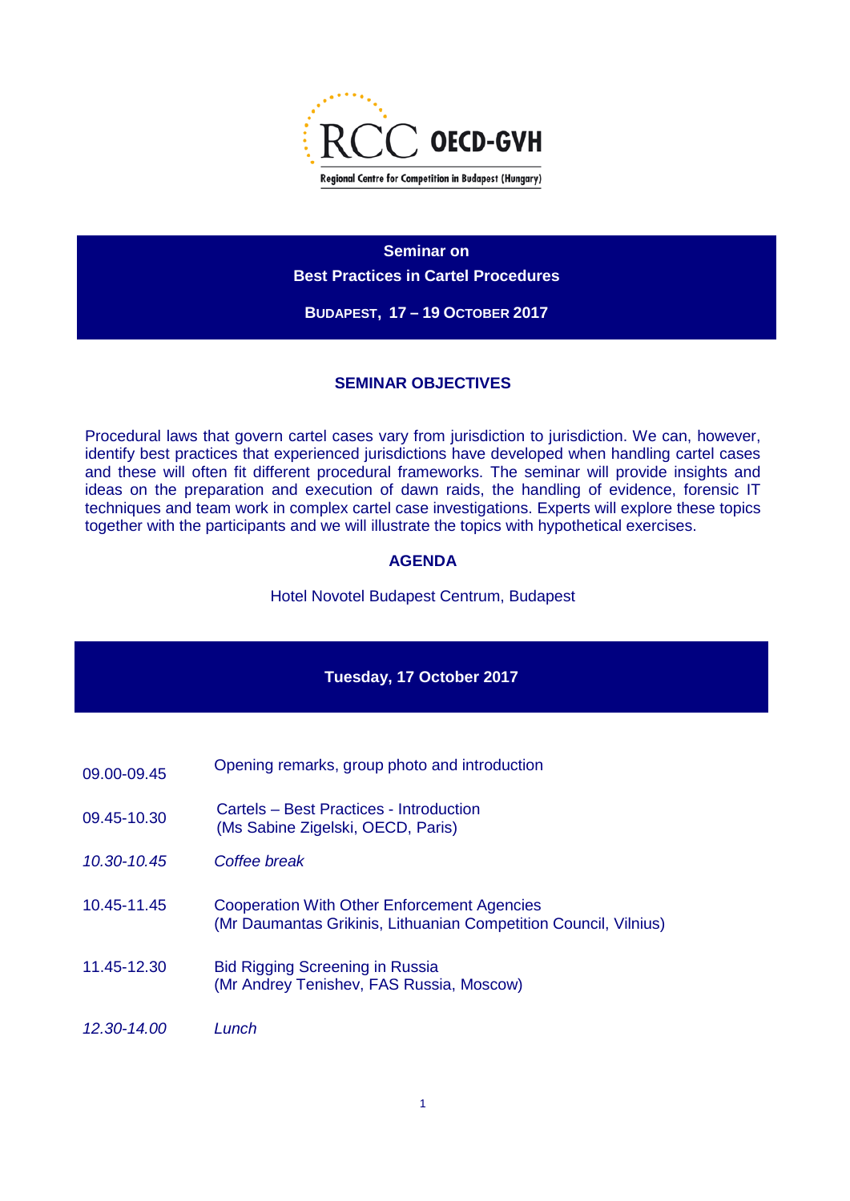RCC OECD-GVH

Regional Centre for Competition in Budapest (Hungary)

# Seminar on Best Practices in Cartel Procedures

**BUDAPEST, 17 – 19 OCTOBER 2017**

## SEMINAR OBJECTIVES

Procedural laws that govern cartel cases vary from jurisdiction to jurisdiction. We can, however, identify best practices that experienced jurisdictions have developed when handling cartel cases and these will often fit different procedural frameworks. The seminar will provide insights and ideas on the preparation and execution of dawn raids, the handling of evidence, forensic IT techniques and team work in complex cartel case investigations. Experts will explore these topics together with the participants and we will illustrate the topics with hypothetical exercises.

## AGENDA

Hotel Novotel Budapest Centrum, Budapest

### Tuesday, 17 October 2017

| | |
|---|---|
| 09.00-09.45 | Opening remarks, group photo and introduction |
| 09.45-10.30 | Cartels – Best Practices - Introduction<br>(Ms Sabine Zigelski, OECD, Paris) |
| *10.30-10.45* | *Coffee break* |
| 10.45-11.45 | Cooperation With Other Enforcement Agencies<br>(Mr Daumantas Grikinis, Lithuanian Competition Council, Vilnius) |
| 11.45-12.30 | Bid Rigging Screening in Russia<br>(Mr Andrey Tenishev, FAS Russia, Moscow) |
| *12.30-14.00* | *Lunch* |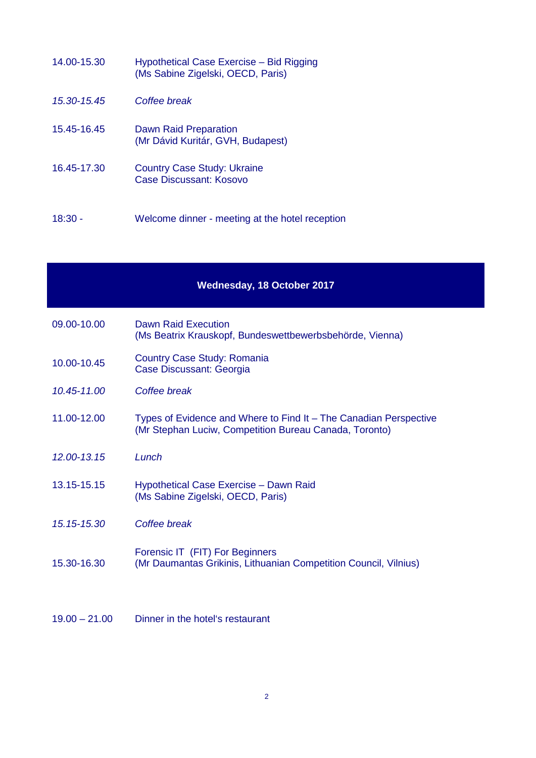| | |
|---|---|
| 14.00-15.30 | Hypothetical Case Exercise – Bid Rigging<br>(Ms Sabine Zigelski, OECD, Paris) |
| *15.30-15.45* | *Coffee break* |
| 15.45-16.45 | Dawn Raid Preparation<br>(Mr Dávid Kuritár, GVH, Budapest) |
| 16.45-17.30 | Country Case Study: Ukraine<br>Case Discussant: Kosovo |
| 18:30 - | Welcome dinner - meeting at the hotel reception |

## Wednesday, 18 October 2017

| | |
|---|---|
| 09.00-10.00 | Dawn Raid Execution<br>(Ms Beatrix Krauskopf, Bundeswettbewerbsbehörde, Vienna) |
| 10.00-10.45 | Country Case Study: Romania<br>Case Discussant: Georgia |
| *10.45-11.00* | *Coffee break* |
| 11.00-12.00 | Types of Evidence and Where to Find It – The Canadian Perspective<br>(Mr Stephan Luciw, Competition Bureau Canada, Toronto) |
| *12.00-13.15* | *Lunch* |
| 13.15-15.15 | Hypothetical Case Exercise – Dawn Raid<br>(Ms Sabine Zigelski, OECD, Paris) |
| *15.15-15.30* | *Coffee break* |
| 15.30-16.30 | Forensic IT (FIT) For Beginners<br>(Mr Daumantas Grikinis, Lithuanian Competition Council, Vilnius) |
| 19.00 – 21.00 | Dinner in the hotel's restaurant |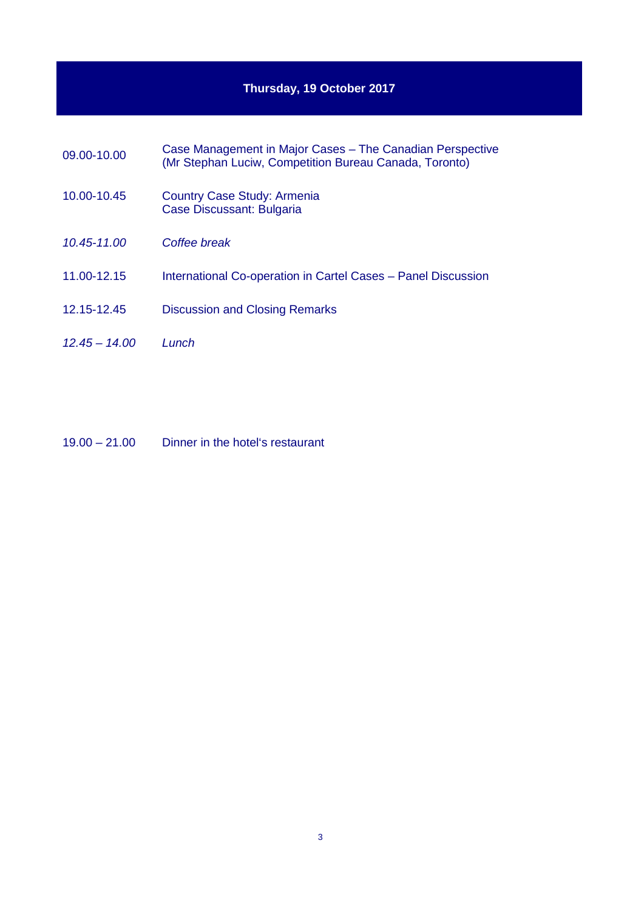## Thursday, 19 October 2017

| | |
|---|---|
| 09.00-10.00 | Case Management in Major Cases – The Canadian Perspective<br>(Mr Stephan Luciw, Competition Bureau Canada, Toronto) |
| 10.00-10.45 | Country Case Study: Armenia<br>Case Discussant: Bulgaria |
| *10.45-11.00* | *Coffee break* |
| 11.00-12.15 | International Co-operation in Cartel Cases – Panel Discussion |
| 12.15-12.45 | Discussion and Closing Remarks |
| *12.45 – 14.00* | *Lunch* |
| 19.00 – 21.00 | Dinner in the hotel's restaurant |